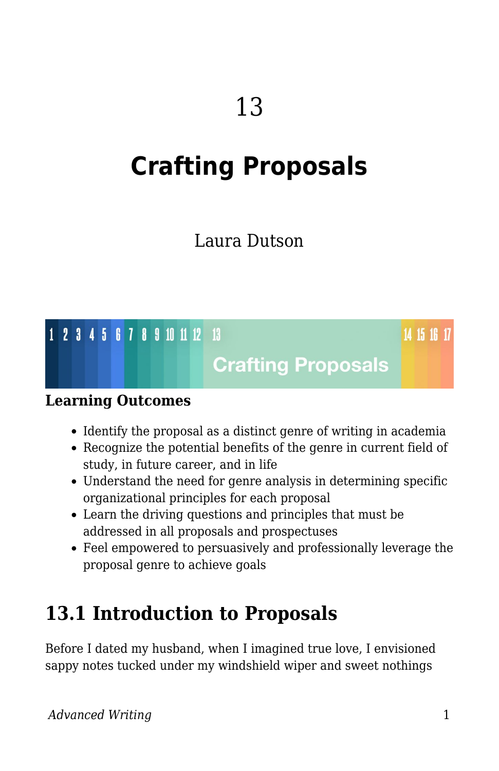# 13

# Crafting Proposals

Laura Dutson

**Learning Outcomes**

- Identify the proposal as a distinct genre of writing in academia
- Recognize the potential benefits of the genre in current field of study, in future career, and in life
- Understand the need for genre analysis in determining specific organizational principles for each proposal
- Learn the driving questions and principles that must be addressed in all proposals and prospectuses
- Feel empowered to persuasively and professionally leverage the proposal genre to achieve goals

## 13.1 Introduction to Proposals

Before I dated my husband, when I imagined true love, I envisioned sappy notes tucked under my windshield wiper and sweet nothings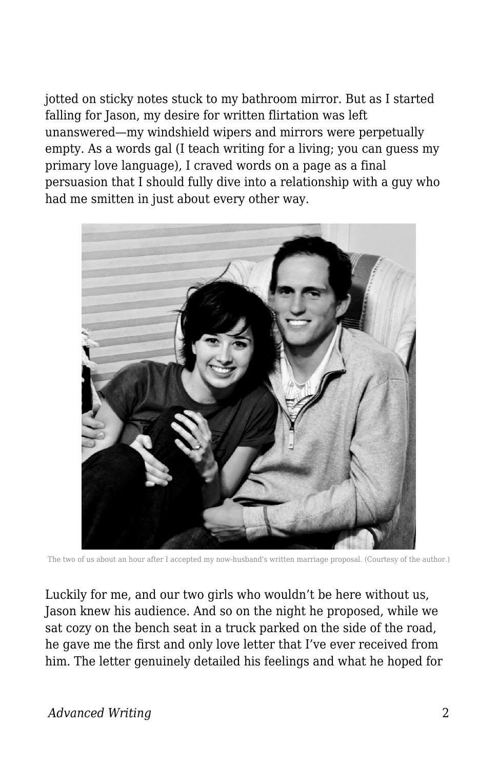jotted on sticky notes stuck to my bathroom mirror. But as I started falling for Jason, my desire for written flirtation was left unanswered—my windshield wipers and mirrors were perpetually empty. As a words gal (I teach writing for a living; you can guess my primary love language), I craved words on a page as a final persuasion that I should fully dive into a relationship with a guy who had me smitten in just about every other way.

The two of us about an hour after I accepted my now-husband's written marriage proposal. (Courtesy of the author.)

Luckily for me, and our two girls who wouldn't be here without us, Jason knew his audience. And so on the night he proposed, while we sat cozy on the bench seat in a truck parked on the side of the road, he gave me the first and only love letter that I've ever received from him. The letter genuinely detailed his feelings and what he hoped for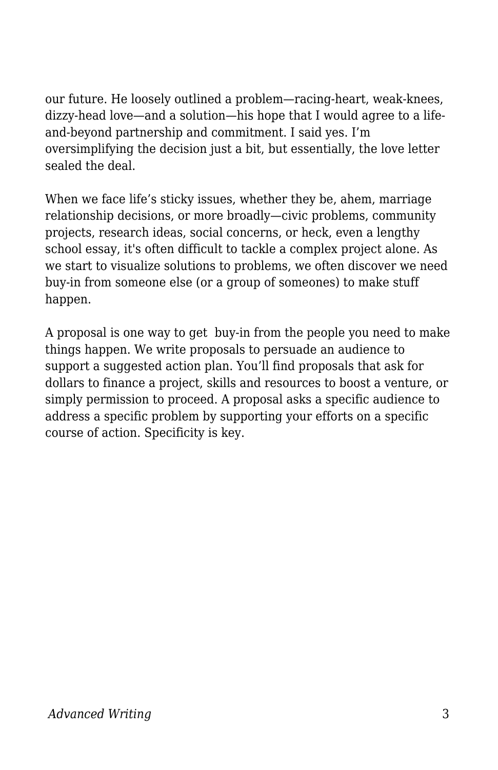our future. He loosely outlined a problem—racing-heart, weak-knees, dizzy-head love—and a solution—his hope that I would agree to a life-and-beyond partnership and commitment. I said yes. I'm oversimplifying the decision just a bit, but essentially, the love letter sealed the deal.

When we face life's sticky issues, whether they be, ahem, marriage relationship decisions, or more broadly—civic problems, community projects, research ideas, social concerns, or heck, even a lengthy school essay, it's often difficult to tackle a complex project alone. As we start to visualize solutions to problems, we often discover we need buy-in from someone else (or a group of someones) to make stuff happen.

A proposal is one way to get buy-in from the people you need to make things happen. We write proposals to persuade an audience to support a suggested action plan. You'll find proposals that ask for dollars to finance a project, skills and resources to boost a venture, or simply permission to proceed. A proposal asks a specific audience to address a specific problem by supporting your efforts on a specific course of action. Specificity is key.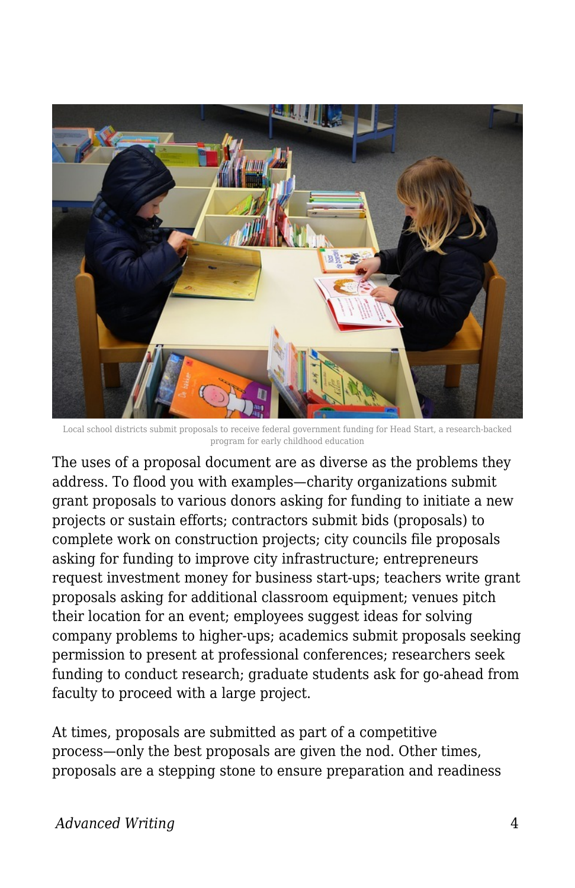Local school districts submit proposals to receive federal government funding for Head Start, a research-backed program for early childhood education

The uses of a proposal document are as diverse as the problems they address. To flood you with examples—charity organizations submit grant proposals to various donors asking for funding to initiate a new projects or sustain efforts; contractors submit bids (proposals) to complete work on construction projects; city councils file proposals asking for funding to improve city infrastructure; entrepreneurs request investment money for business start-ups; teachers write grant proposals asking for additional classroom equipment; venues pitch their location for an event; employees suggest ideas for solving company problems to higher-ups; academics submit proposals seeking permission to present at professional conferences; researchers seek funding to conduct research; graduate students ask for go-ahead from faculty to proceed with a large project.

At times, proposals are submitted as part of a competitive process—only the best proposals are given the nod. Other times, proposals are a stepping stone to ensure preparation and readiness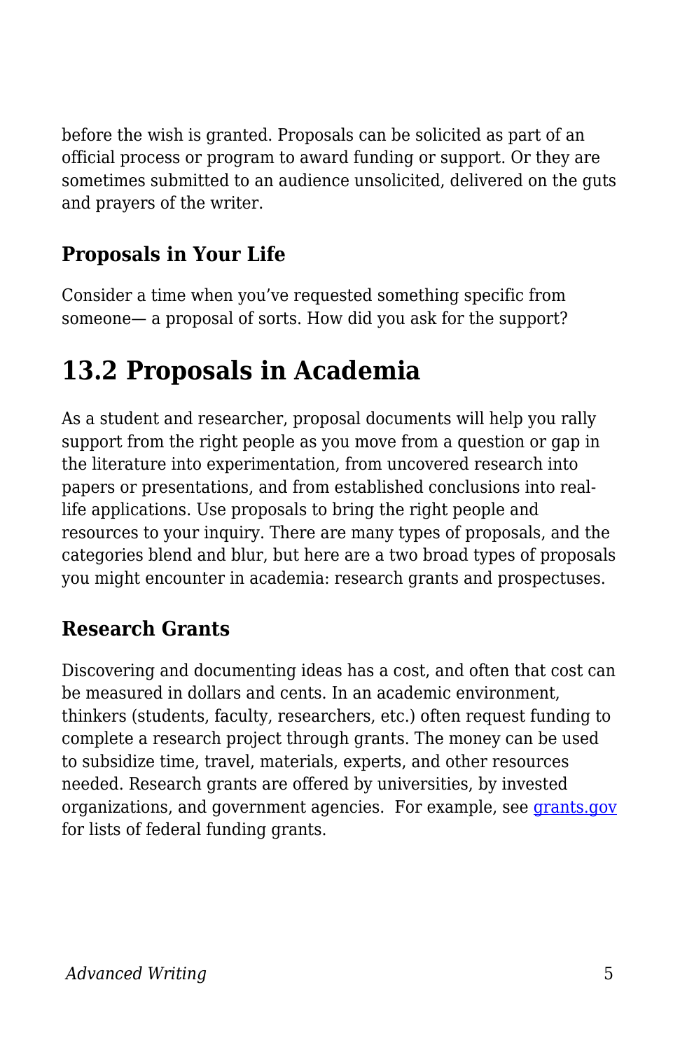before the wish is granted. Proposals can be solicited as part of an official process or program to award funding or support. Or they are sometimes submitted to an audience unsolicited, delivered on the guts and prayers of the writer.

### Proposals in Your Life

Consider a time when you've requested something specific from someone— a proposal of sorts. How did you ask for the support?

## 13.2 Proposals in Academia

As a student and researcher, proposal documents will help you rally support from the right people as you move from a question or gap in the literature into experimentation, from uncovered research into papers or presentations, and from established conclusions into real-life applications. Use proposals to bring the right people and resources to your inquiry. There are many types of proposals, and the categories blend and blur, but here are a two broad types of proposals you might encounter in academia: research grants and prospectuses.

### Research Grants

Discovering and documenting ideas has a cost, and often that cost can be measured in dollars and cents. In an academic environment, thinkers (students, faculty, researchers, etc.) often request funding to complete a research project through grants. The money can be used to subsidize time, travel, materials, experts, and other resources needed. Research grants are offered by universities, by invested organizations, and government agencies. For example, see [grants.gov](grants.gov) for lists of federal funding grants.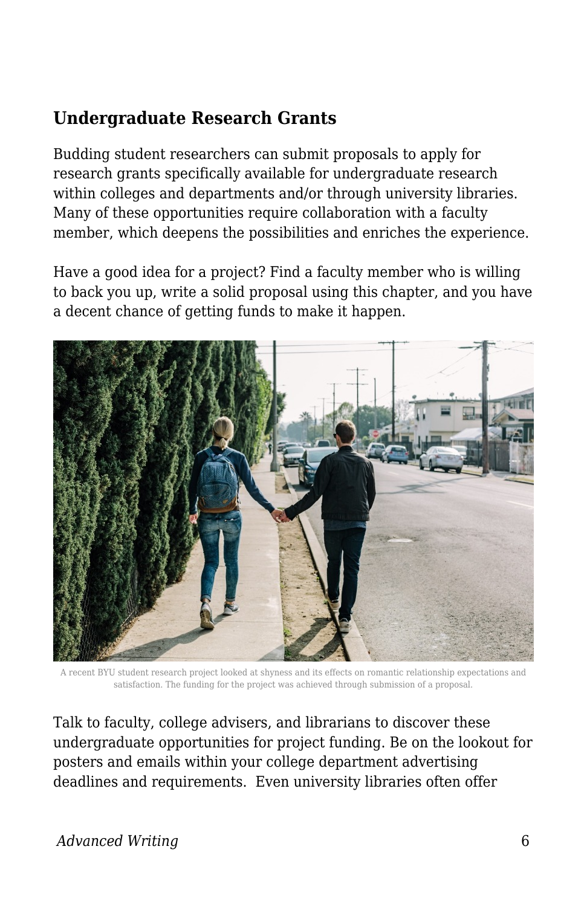### Undergraduate Research Grants

Budding student researchers can submit proposals to apply for research grants specifically available for undergraduate research within colleges and departments and/or through university libraries. Many of these opportunities require collaboration with a faculty member, which deepens the possibilities and enriches the experience.

Have a good idea for a project? Find a faculty member who is willing to back you up, write a solid proposal using this chapter, and you have a decent chance of getting funds to make it happen.

A recent BYU student research project looked at shyness and its effects on romantic relationship expectations and satisfaction. The funding for the project was achieved through submission of a proposal.

Talk to faculty, college advisers, and librarians to discover these undergraduate opportunities for project funding. Be on the lookout for posters and emails within your college department advertising deadlines and requirements. Even university libraries often offer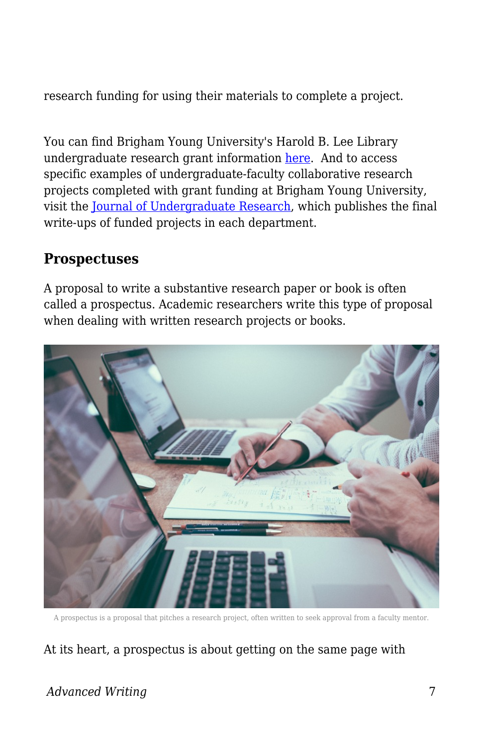research funding for using their materials to complete a project.

You can find Brigham Young University's Harold B. Lee Library undergraduate research grant information here. And to access specific examples of undergraduate-faculty collaborative research projects completed with grant funding at Brigham Young University, visit the Journal of Undergraduate Research, which publishes the final write-ups of funded projects in each department.

## Prospectuses

A proposal to write a substantive research paper or book is often called a prospectus. Academic researchers write this type of proposal when dealing with written research projects or books.

A prospectus is a proposal that pitches a research project, often written to seek approval from a faculty mentor.

At its heart, a prospectus is about getting on the same page with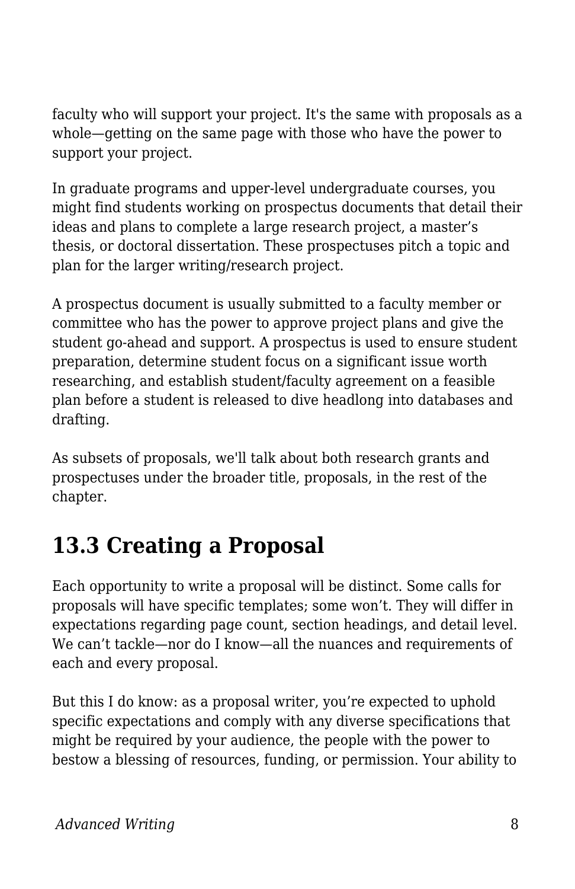faculty who will support your project. It's the same with proposals as a whole—getting on the same page with those who have the power to support your project.

In graduate programs and upper-level undergraduate courses, you might find students working on prospectus documents that detail their ideas and plans to complete a large research project, a master's thesis, or doctoral dissertation. These prospectuses pitch a topic and plan for the larger writing/research project.

A prospectus document is usually submitted to a faculty member or committee who has the power to approve project plans and give the student go-ahead and support. A prospectus is used to ensure student preparation, determine student focus on a significant issue worth researching, and establish student/faculty agreement on a feasible plan before a student is released to dive headlong into databases and drafting.

As subsets of proposals, we'll talk about both research grants and prospectuses under the broader title, proposals, in the rest of the chapter.

## 13.3 Creating a Proposal

Each opportunity to write a proposal will be distinct. Some calls for proposals will have specific templates; some won't. They will differ in expectations regarding page count, section headings, and detail level. We can't tackle—nor do I know—all the nuances and requirements of each and every proposal.

But this I do know: as a proposal writer, you're expected to uphold specific expectations and comply with any diverse specifications that might be required by your audience, the people with the power to bestow a blessing of resources, funding, or permission. Your ability to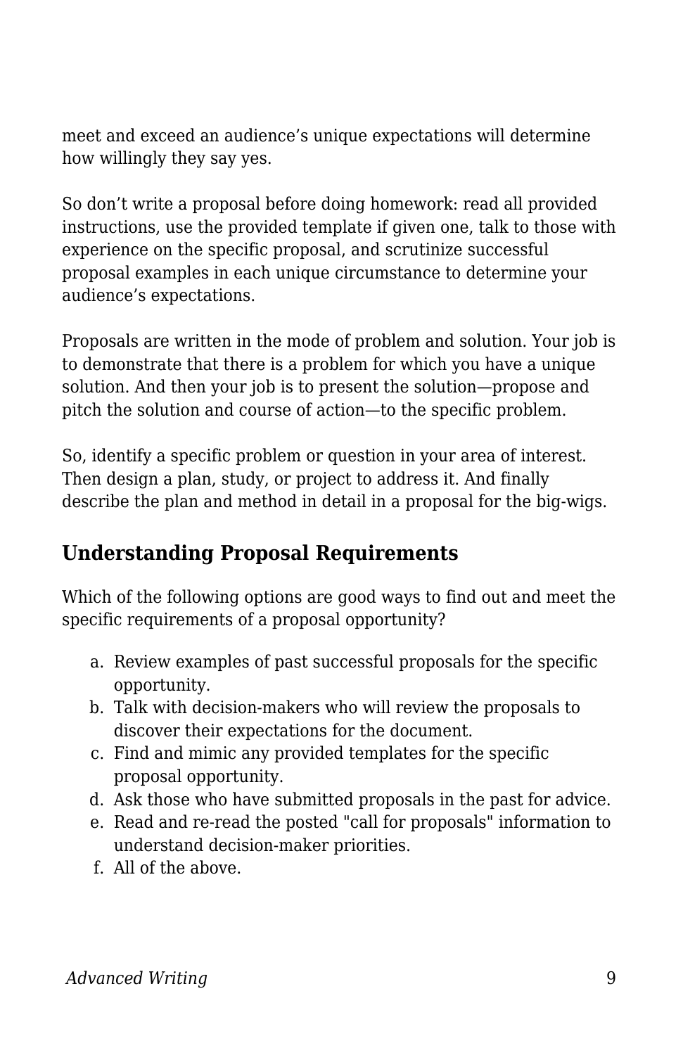meet and exceed an audience's unique expectations will determine how willingly they say yes.

So don't write a proposal before doing homework: read all provided instructions, use the provided template if given one, talk to those with experience on the specific proposal, and scrutinize successful proposal examples in each unique circumstance to determine your audience's expectations.

Proposals are written in the mode of problem and solution. Your job is to demonstrate that there is a problem for which you have a unique solution. And then your job is to present the solution—propose and pitch the solution and course of action—to the specific problem.

So, identify a specific problem or question in your area of interest. Then design a plan, study, or project to address it. And finally describe the plan and method in detail in a proposal for the big-wigs.

### Understanding Proposal Requirements

Which of the following options are good ways to find out and meet the specific requirements of a proposal opportunity?

a. Review examples of past successful proposals for the specific opportunity.
b. Talk with decision-makers who will review the proposals to discover their expectations for the document.
c. Find and mimic any provided templates for the specific proposal opportunity.
d. Ask those who have submitted proposals in the past for advice.
e. Read and re-read the posted "call for proposals" information to understand decision-maker priorities.
f. All of the above.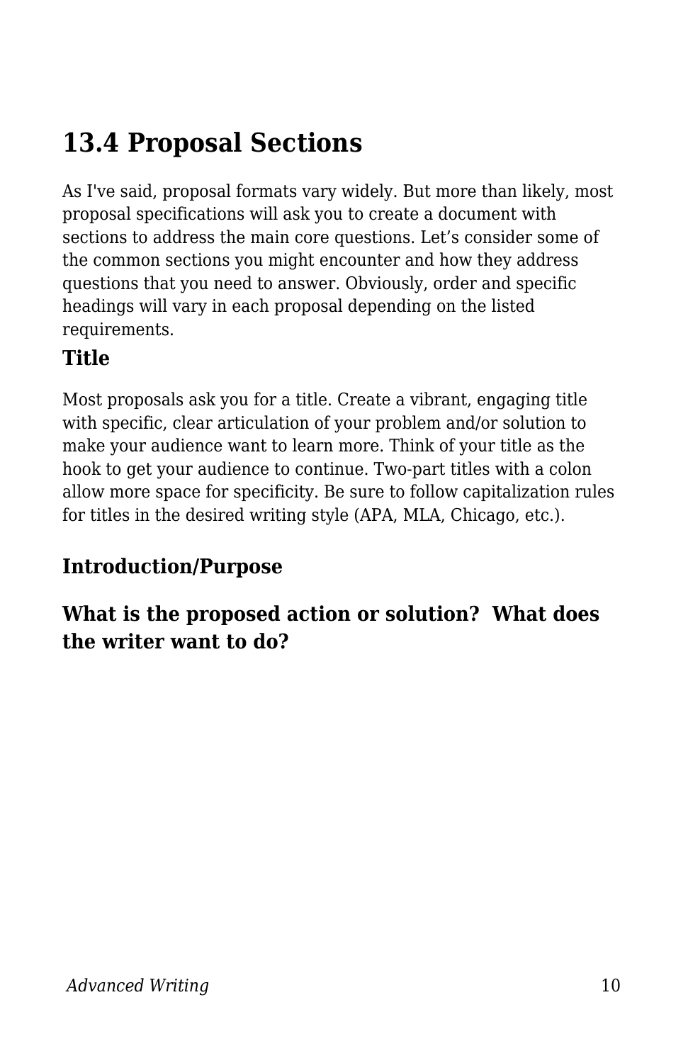## 13.4 Proposal Sections

As I've said, proposal formats vary widely. But more than likely, most proposal specifications will ask you to create a document with sections to address the main core questions. Let's consider some of the common sections you might encounter and how they address questions that you need to answer. Obviously, order and specific headings will vary in each proposal depending on the listed requirements.

### Title

Most proposals ask you for a title. Create a vibrant, engaging title with specific, clear articulation of your problem and/or solution to make your audience want to learn more. Think of your title as the hook to get your audience to continue. Two-part titles with a colon allow more space for specificity. Be sure to follow capitalization rules for titles in the desired writing style (APA, MLA, Chicago, etc.).

### Introduction/Purpose

### What is the proposed action or solution?  What does the writer want to do?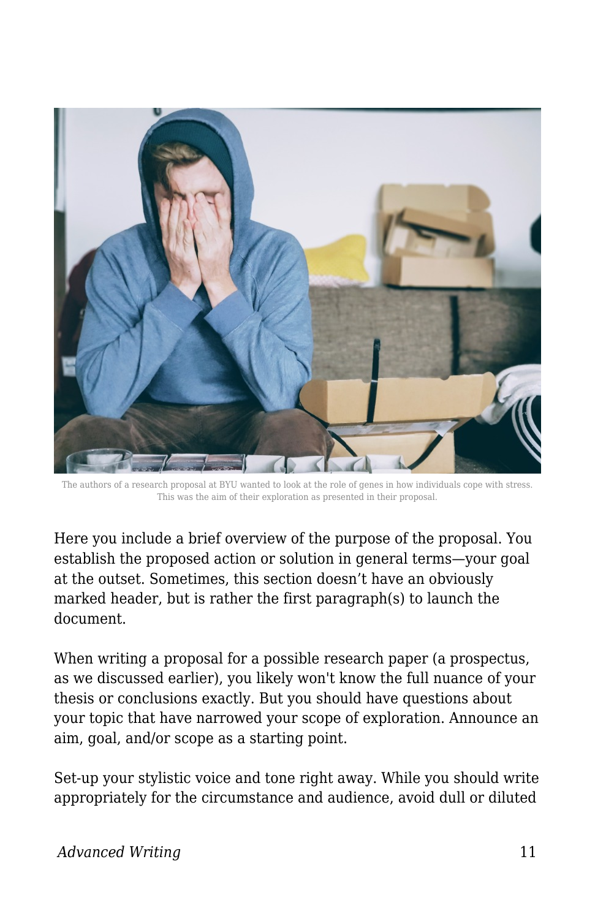The authors of a research proposal at BYU wanted to look at the role of genes in how individuals cope with stress. This was the aim of their exploration as presented in their proposal.

Here you include a brief overview of the purpose of the proposal. You establish the proposed action or solution in general terms—your goal at the outset. Sometimes, this section doesn't have an obviously marked header, but is rather the first paragraph(s) to launch the document.

When writing a proposal for a possible research paper (a prospectus, as we discussed earlier), you likely won't know the full nuance of your thesis or conclusions exactly. But you should have questions about your topic that have narrowed your scope of exploration. Announce an aim, goal, and/or scope as a starting point.

Set-up your stylistic voice and tone right away. While you should write appropriately for the circumstance and audience, avoid dull or diluted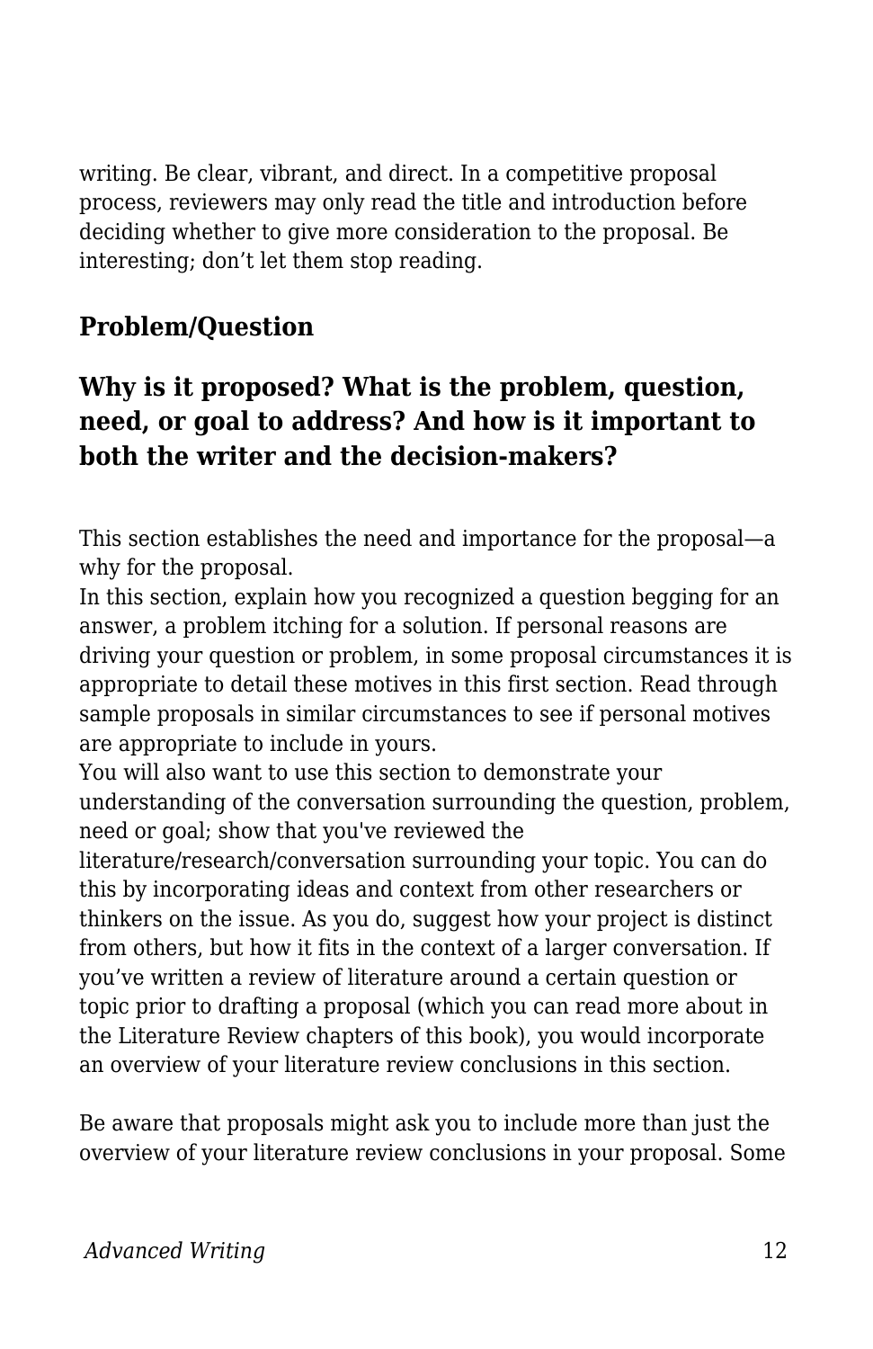writing. Be clear, vibrant, and direct. In a competitive proposal process, reviewers may only read the title and introduction before deciding whether to give more consideration to the proposal. Be interesting; don't let them stop reading.

## Problem/Question

### Why is it proposed? What is the problem, question, need, or goal to address? And how is it important to both the writer and the decision-makers?

This section establishes the need and importance for the proposal—a why for the proposal.

In this section, explain how you recognized a question begging for an answer, a problem itching for a solution. If personal reasons are driving your question or problem, in some proposal circumstances it is appropriate to detail these motives in this first section. Read through sample proposals in similar circumstances to see if personal motives are appropriate to include in yours.

You will also want to use this section to demonstrate your understanding of the conversation surrounding the question, problem, need or goal; show that you've reviewed the literature/research/conversation surrounding your topic. You can do this by incorporating ideas and context from other researchers or thinkers on the issue. As you do, suggest how your project is distinct from others, but how it fits in the context of a larger conversation. If you've written a review of literature around a certain question or topic prior to drafting a proposal (which you can read more about in the Literature Review chapters of this book), you would incorporate an overview of your literature review conclusions in this section.

Be aware that proposals might ask you to include more than just the overview of your literature review conclusions in your proposal. Some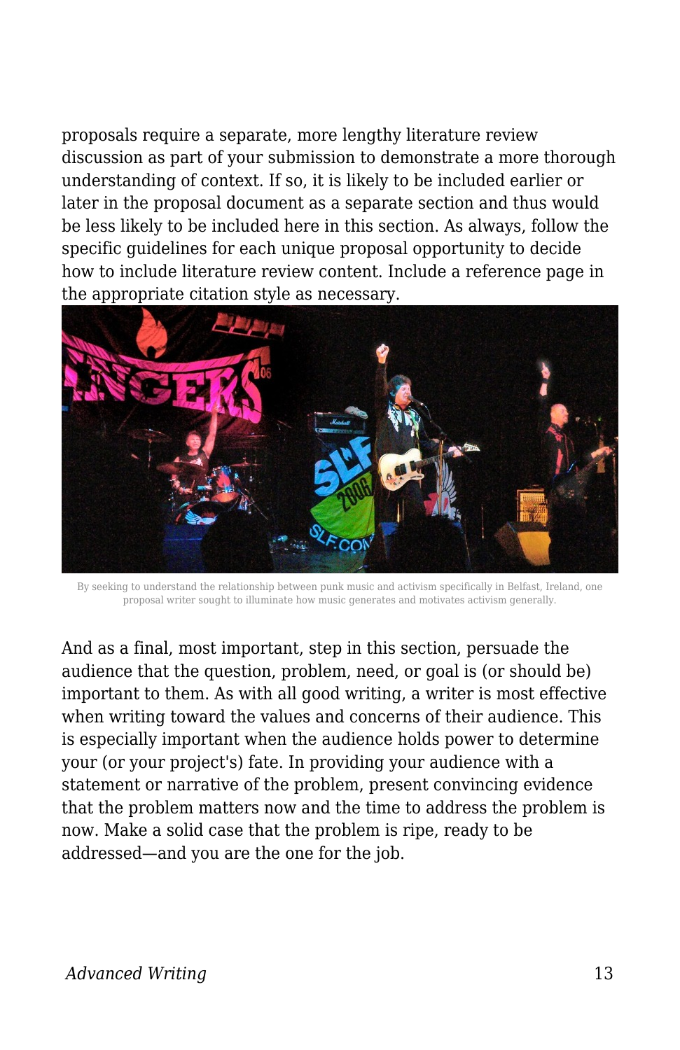proposals require a separate, more lengthy literature review discussion as part of your submission to demonstrate a more thorough understanding of context. If so, it is likely to be included earlier or later in the proposal document as a separate section and thus would be less likely to be included here in this section. As always, follow the specific guidelines for each unique proposal opportunity to decide how to include literature review content. Include a reference page in the appropriate citation style as necessary.

By seeking to understand the relationship between punk music and activism specifically in Belfast, Ireland, one proposal writer sought to illuminate how music generates and motivates activism generally.

And as a final, most important, step in this section, persuade the audience that the question, problem, need, or goal is (or should be) important to them. As with all good writing, a writer is most effective when writing toward the values and concerns of their audience. This is especially important when the audience holds power to determine your (or your project's) fate. In providing your audience with a statement or narrative of the problem, present convincing evidence that the problem matters now and the time to address the problem is now. Make a solid case that the problem is ripe, ready to be addressed—and you are the one for the job.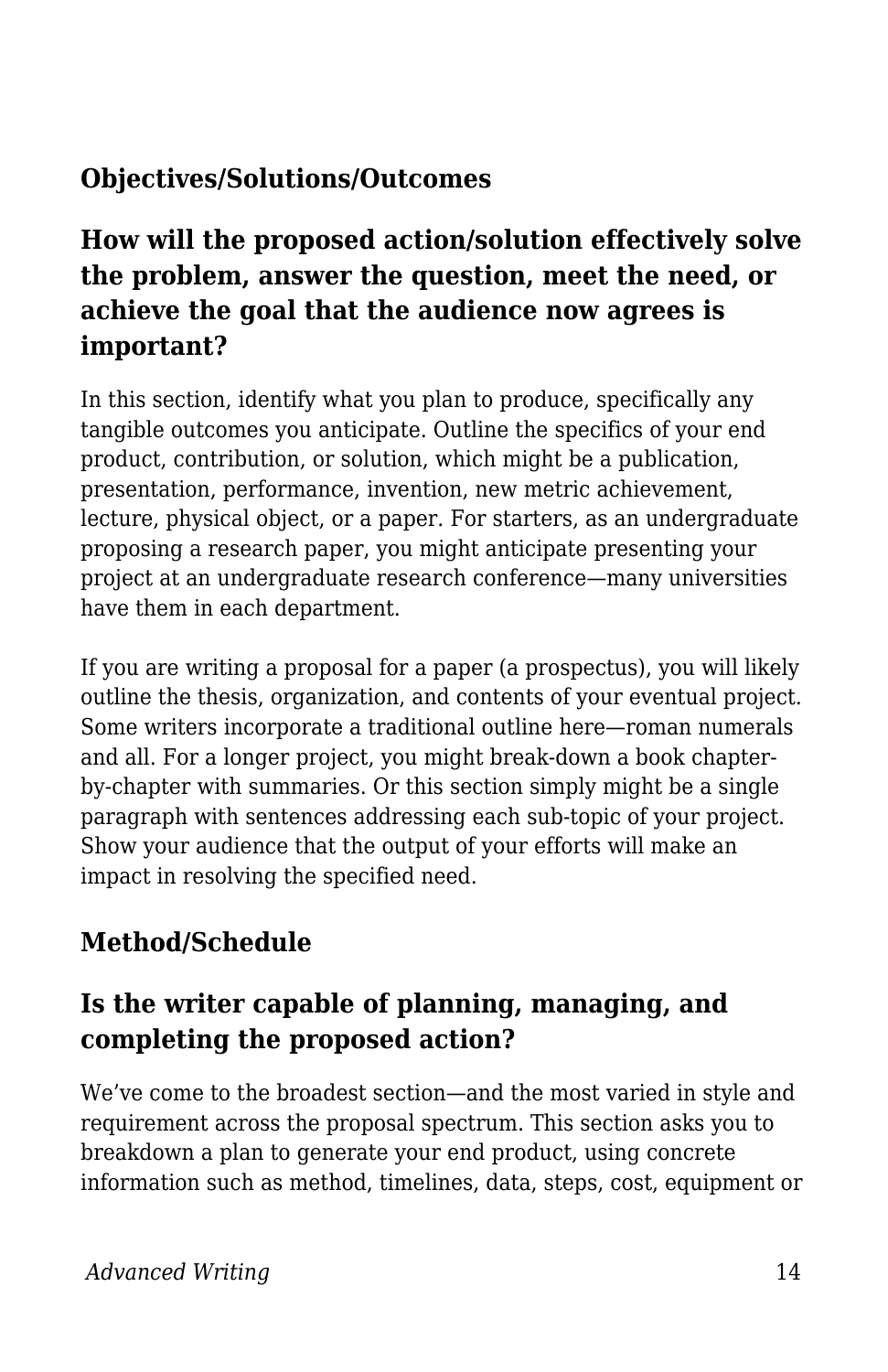### Objectives/Solutions/Outcomes

### How will the proposed action/solution effectively solve the problem, answer the question, meet the need, or achieve the goal that the audience now agrees is important?

In this section, identify what you plan to produce, specifically any tangible outcomes you anticipate. Outline the specifics of your end product, contribution, or solution, which might be a publication, presentation, performance, invention, new metric achievement, lecture, physical object, or a paper. For starters, as an undergraduate proposing a research paper, you might anticipate presenting your project at an undergraduate research conference—many universities have them in each department.

If you are writing a proposal for a paper (a prospectus), you will likely outline the thesis, organization, and contents of your eventual project. Some writers incorporate a traditional outline here—roman numerals and all. For a longer project, you might break-down a book chapter-by-chapter with summaries. Or this section simply might be a single paragraph with sentences addressing each sub-topic of your project. Show your audience that the output of your efforts will make an impact in resolving the specified need.

### Method/Schedule

### Is the writer capable of planning, managing, and completing the proposed action?

We've come to the broadest section—and the most varied in style and requirement across the proposal spectrum. This section asks you to breakdown a plan to generate your end product, using concrete information such as method, timelines, data, steps, cost, equipment or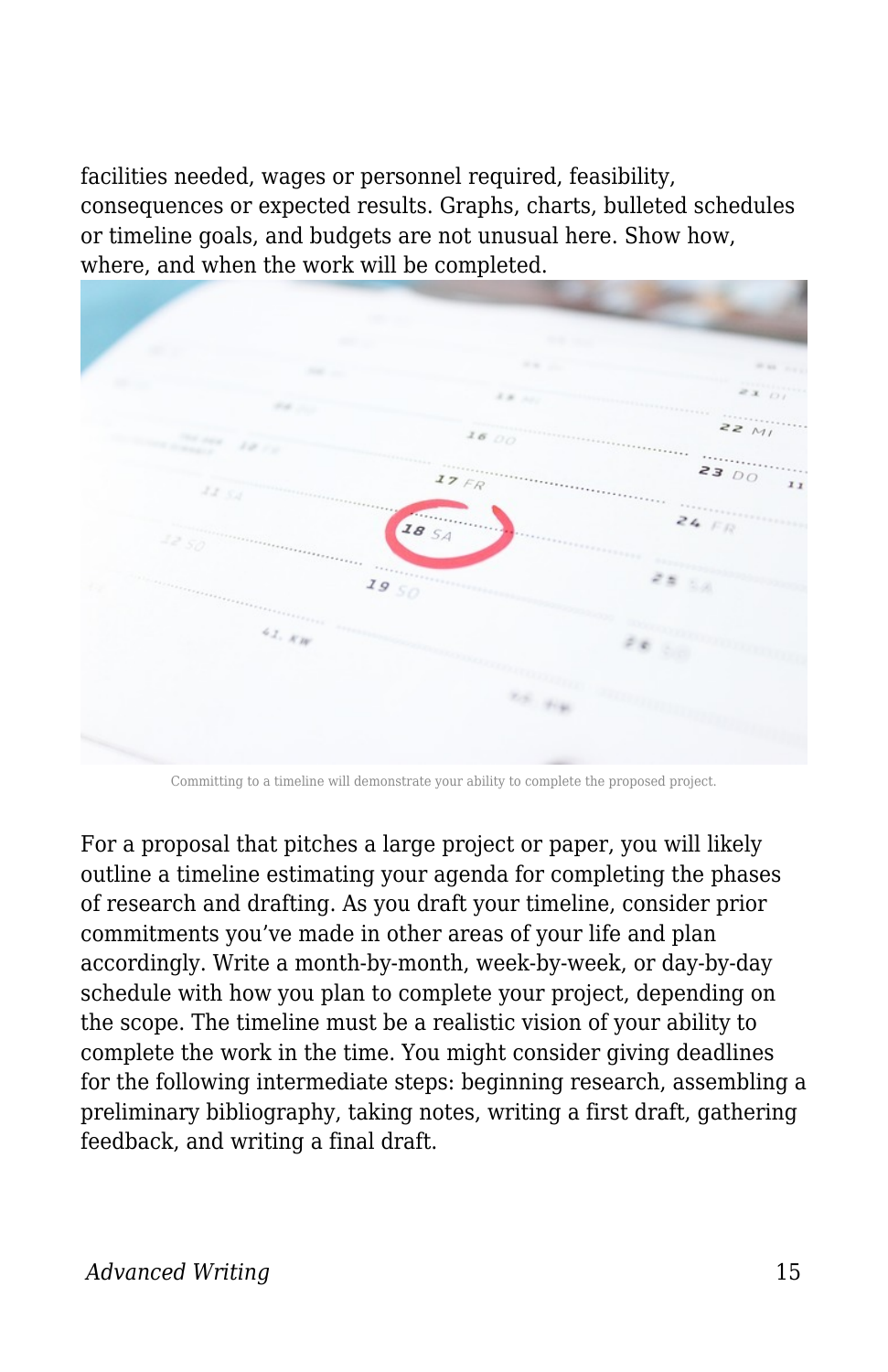facilities needed, wages or personnel required, feasibility, consequences or expected results. Graphs, charts, bulleted schedules or timeline goals, and budgets are not unusual here. Show how, where, and when the work will be completed.

Committing to a timeline will demonstrate your ability to complete the proposed project.

For a proposal that pitches a large project or paper, you will likely outline a timeline estimating your agenda for completing the phases of research and drafting. As you draft your timeline, consider prior commitments you've made in other areas of your life and plan accordingly. Write a month-by-month, week-by-week, or day-by-day schedule with how you plan to complete your project, depending on the scope. The timeline must be a realistic vision of your ability to complete the work in the time. You might consider giving deadlines for the following intermediate steps: beginning research, assembling a preliminary bibliography, taking notes, writing a first draft, gathering feedback, and writing a final draft.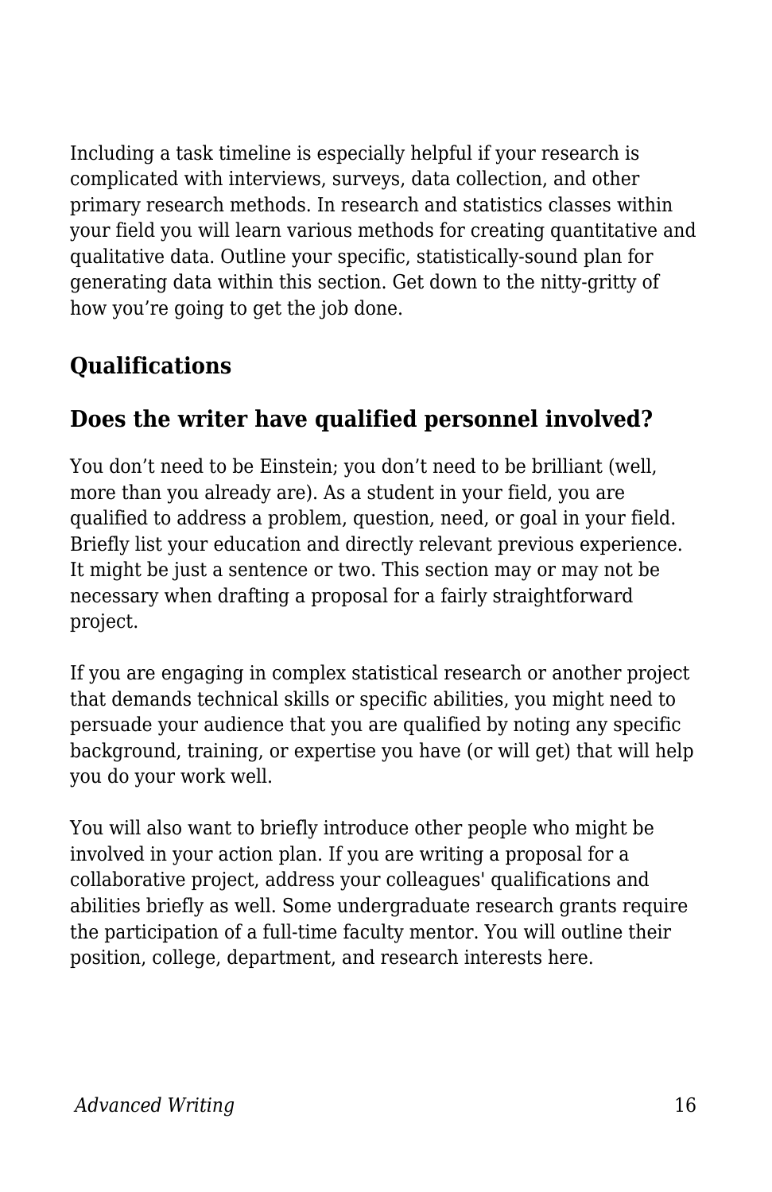Including a task timeline is especially helpful if your research is complicated with interviews, surveys, data collection, and other primary research methods. In research and statistics classes within your field you will learn various methods for creating quantitative and qualitative data. Outline your specific, statistically-sound plan for generating data within this section. Get down to the nitty-gritty of how you’re going to get the job done.

## Qualifications

### Does the writer have qualified personnel involved?

You don’t need to be Einstein; you don’t need to be brilliant (well, more than you already are). As a student in your field, you are qualified to address a problem, question, need, or goal in your field. Briefly list your education and directly relevant previous experience. It might be just a sentence or two. This section may or may not be necessary when drafting a proposal for a fairly straightforward project.

If you are engaging in complex statistical research or another project that demands technical skills or specific abilities, you might need to persuade your audience that you are qualified by noting any specific background, training, or expertise you have (or will get) that will help you do your work well.

You will also want to briefly introduce other people who might be involved in your action plan. If you are writing a proposal for a collaborative project, address your colleagues' qualifications and abilities briefly as well. Some undergraduate research grants require the participation of a full-time faculty mentor. You will outline their position, college, department, and research interests here.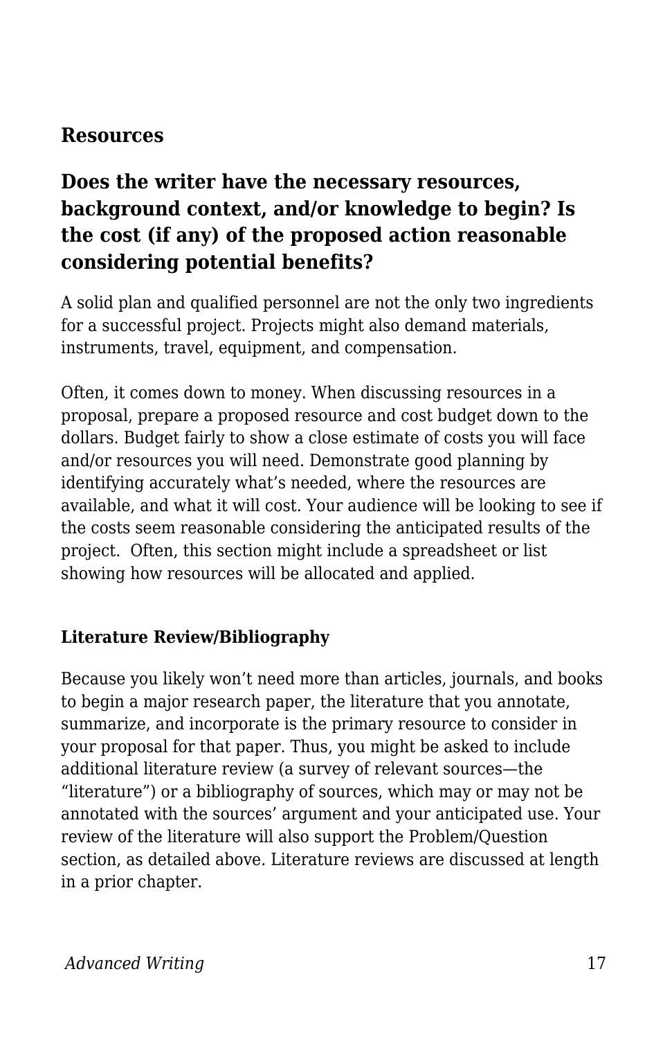### Resources

### Does the writer have the necessary resources, background context, and/or knowledge to begin? Is the cost (if any) of the proposed action reasonable considering potential benefits?

A solid plan and qualified personnel are not the only two ingredients for a successful project. Projects might also demand materials, instruments, travel, equipment, and compensation.

Often, it comes down to money. When discussing resources in a proposal, prepare a proposed resource and cost budget down to the dollars. Budget fairly to show a close estimate of costs you will face and/or resources you will need. Demonstrate good planning by identifying accurately what's needed, where the resources are available, and what it will cost. Your audience will be looking to see if the costs seem reasonable considering the anticipated results of the project. Often, this section might include a spreadsheet or list showing how resources will be allocated and applied.

#### Literature Review/Bibliography

Because you likely won't need more than articles, journals, and books to begin a major research paper, the literature that you annotate, summarize, and incorporate is the primary resource to consider in your proposal for that paper. Thus, you might be asked to include additional literature review (a survey of relevant sources—the "literature") or a bibliography of sources, which may or may not be annotated with the sources' argument and your anticipated use. Your review of the literature will also support the Problem/Question section, as detailed above. Literature reviews are discussed at length in a prior chapter.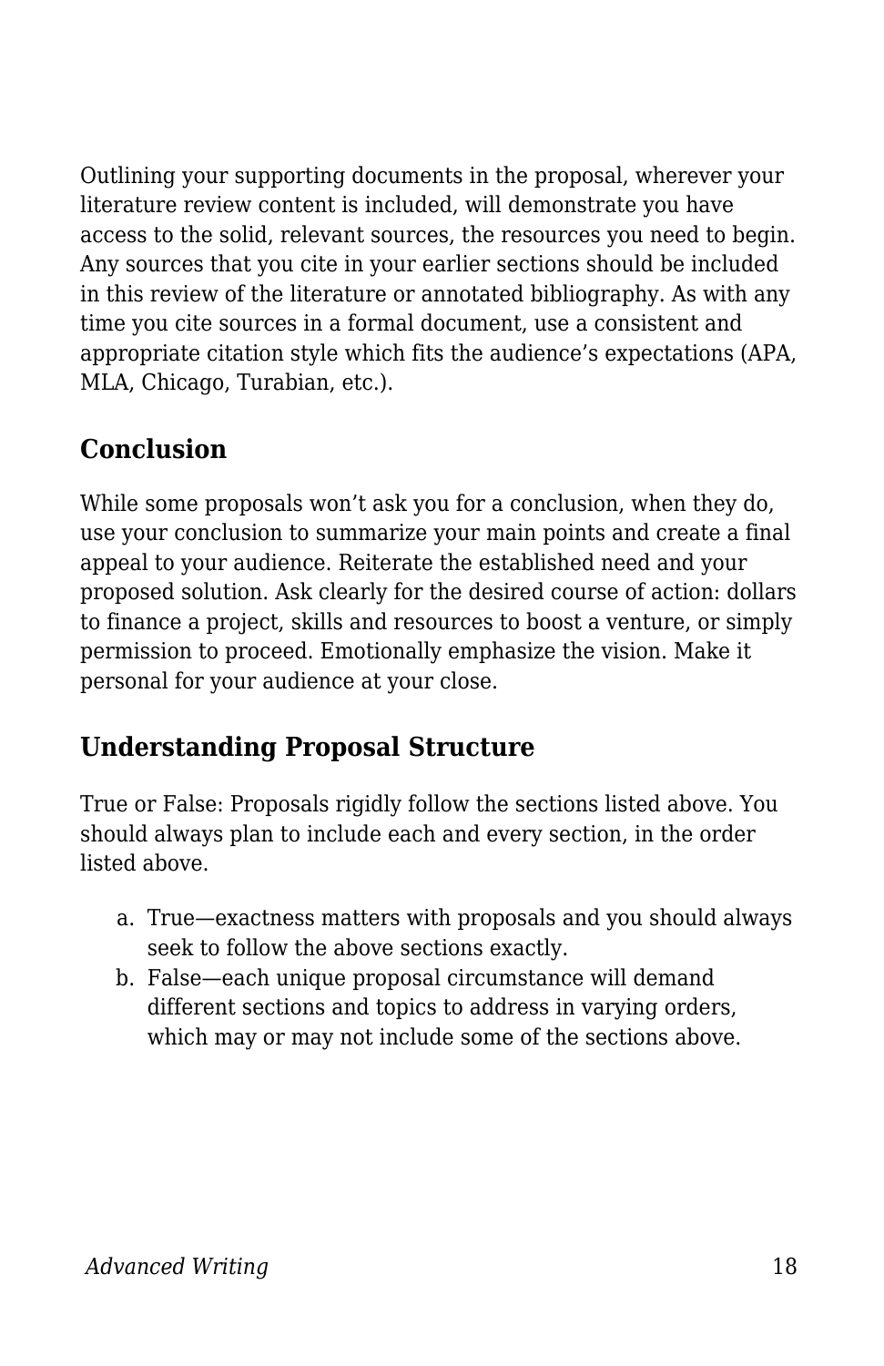Outlining your supporting documents in the proposal, wherever your literature review content is included, will demonstrate you have access to the solid, relevant sources, the resources you need to begin. Any sources that you cite in your earlier sections should be included in this review of the literature or annotated bibliography. As with any time you cite sources in a formal document, use a consistent and appropriate citation style which fits the audience's expectations (APA, MLA, Chicago, Turabian, etc.).

### Conclusion

While some proposals won't ask you for a conclusion, when they do, use your conclusion to summarize your main points and create a final appeal to your audience. Reiterate the established need and your proposed solution. Ask clearly for the desired course of action: dollars to finance a project, skills and resources to boost a venture, or simply permission to proceed. Emotionally emphasize the vision. Make it personal for your audience at your close.

### Understanding Proposal Structure

True or False: Proposals rigidly follow the sections listed above. You should always plan to include each and every section, in the order listed above.

a. True—exactness matters with proposals and you should always seek to follow the above sections exactly.
b. False—each unique proposal circumstance will demand different sections and topics to address in varying orders, which may or may not include some of the sections above.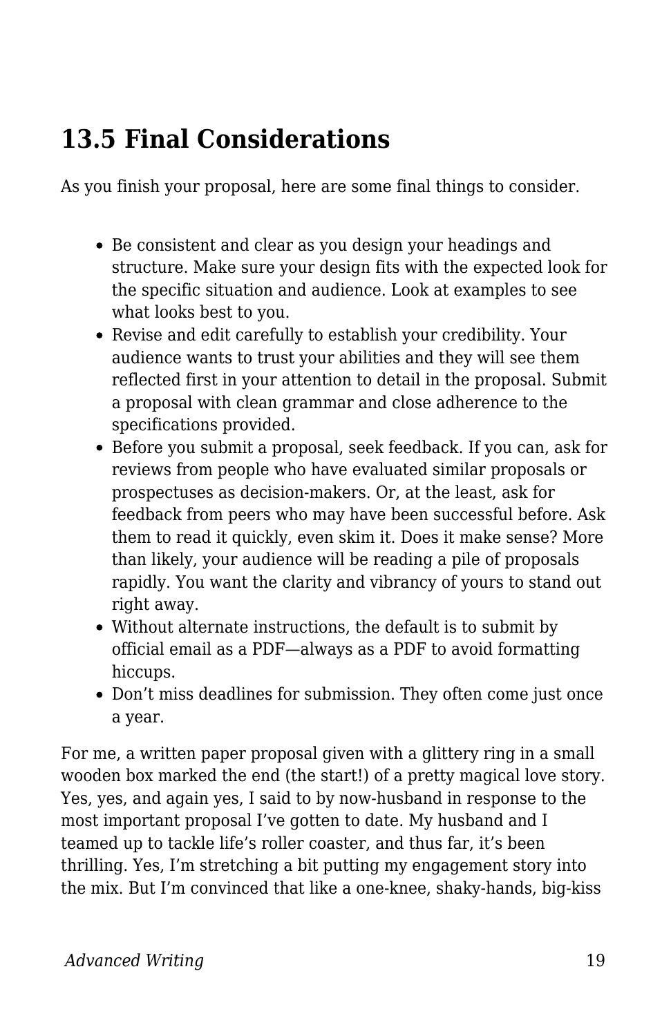## 13.5 Final Considerations

As you finish your proposal, here are some final things to consider.

- Be consistent and clear as you design your headings and structure. Make sure your design fits with the expected look for the specific situation and audience. Look at examples to see what looks best to you.
- Revise and edit carefully to establish your credibility. Your audience wants to trust your abilities and they will see them reflected first in your attention to detail in the proposal. Submit a proposal with clean grammar and close adherence to the specifications provided.
- Before you submit a proposal, seek feedback. If you can, ask for reviews from people who have evaluated similar proposals or prospectuses as decision-makers. Or, at the least, ask for feedback from peers who may have been successful before. Ask them to read it quickly, even skim it. Does it make sense? More than likely, your audience will be reading a pile of proposals rapidly. You want the clarity and vibrancy of yours to stand out right away.
- Without alternate instructions, the default is to submit by official email as a PDF—always as a PDF to avoid formatting hiccups.
- Don't miss deadlines for submission. They often come just once a year.

For me, a written paper proposal given with a glittery ring in a small wooden box marked the end (the start!) of a pretty magical love story. Yes, yes, and again yes, I said to by now-husband in response to the most important proposal I've gotten to date. My husband and I teamed up to tackle life's roller coaster, and thus far, it's been thrilling. Yes, I'm stretching a bit putting my engagement story into the mix. But I'm convinced that like a one-knee, shaky-hands, big-kiss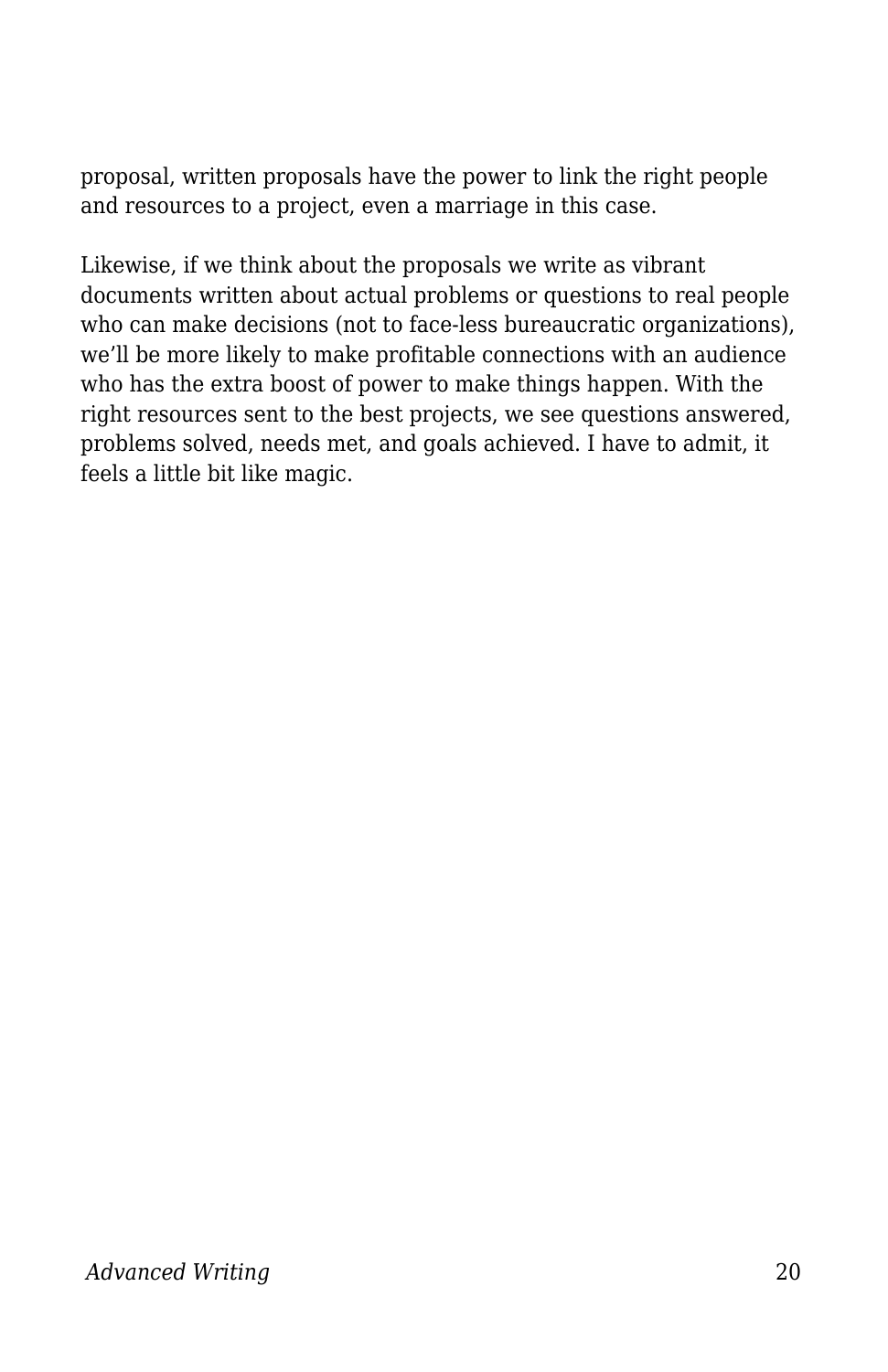proposal, written proposals have the power to link the right people and resources to a project, even a marriage in this case.

Likewise, if we think about the proposals we write as vibrant documents written about actual problems or questions to real people who can make decisions (not to face-less bureaucratic organizations), we'll be more likely to make profitable connections with an audience who has the extra boost of power to make things happen. With the right resources sent to the best projects, we see questions answered, problems solved, needs met, and goals achieved. I have to admit, it feels a little bit like magic.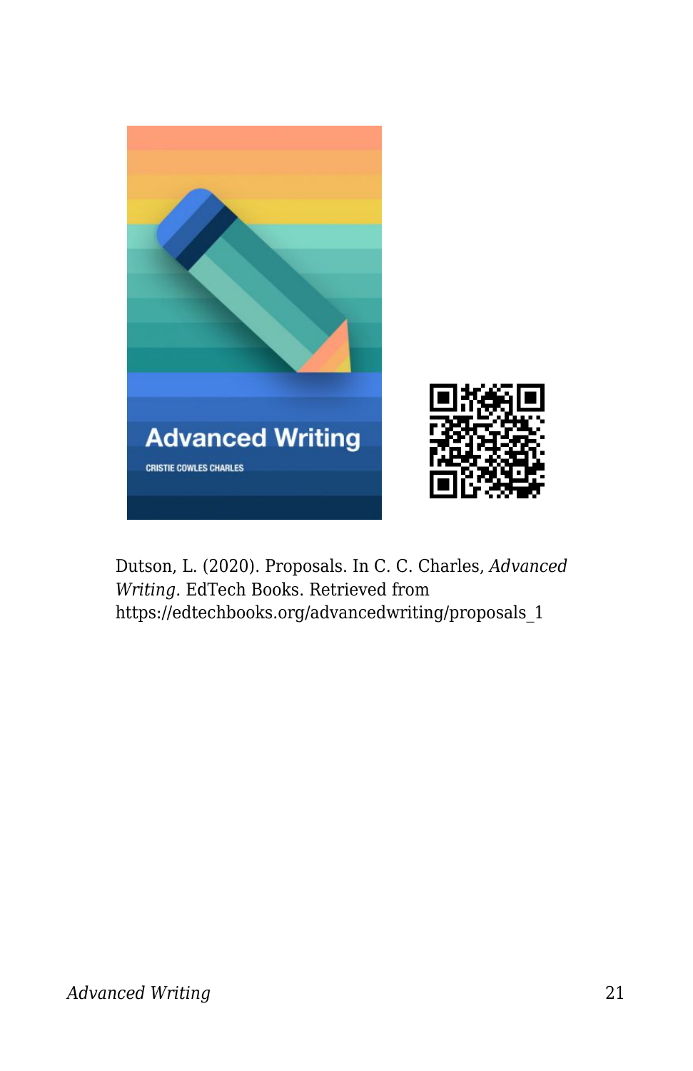Dutson, L. (2020). Proposals. In C. C. Charles, *Advanced Writing*. EdTech Books. Retrieved from https://edtechbooks.org/advancedwriting/proposals_1